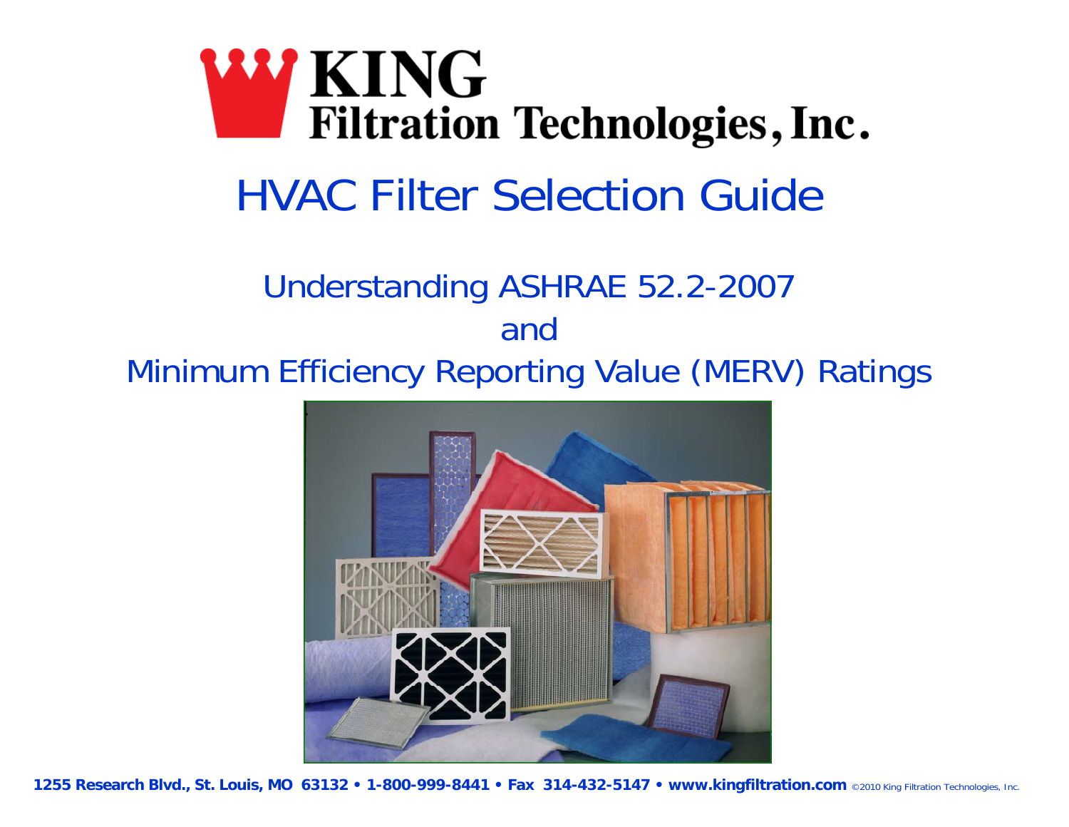# KING Filtration Technologies, Inc.

## HVAC Filter Selection Guide

### Understanding ASHRAE 52.2-2007
### and
### Minimum Efficiency Reporting Value (MERV) Ratings

**1255 Research Blvd., St. Louis, MO 63132 • 1-800-999-8441 • Fax 314-432-5147 • www.kingfiltration.com** ©2010 King Filtration Technologies, Inc.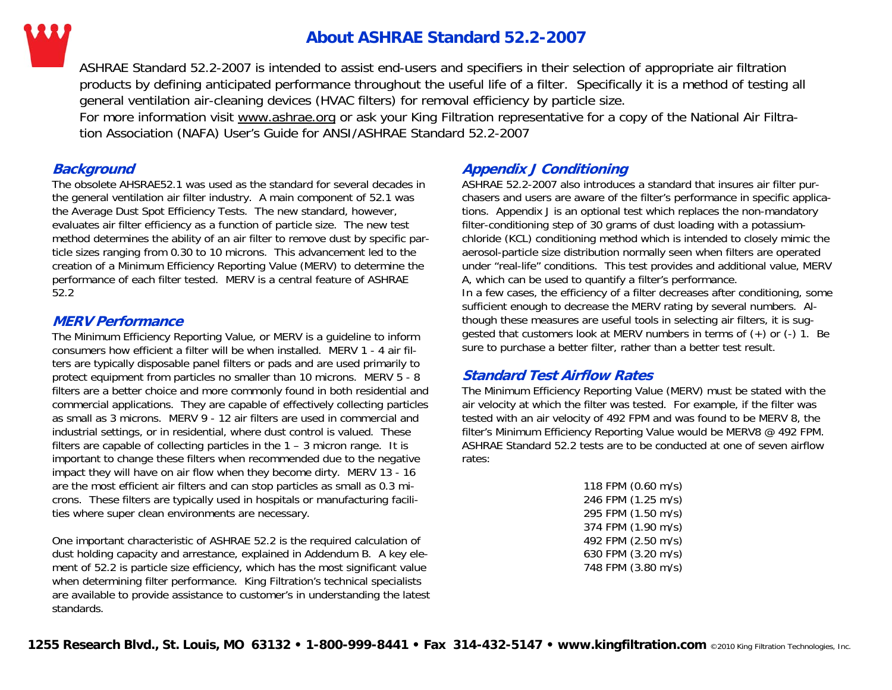# About ASHRAE Standard 52.2-2007

ASHRAE Standard 52.2-2007 is intended to assist end-users and specifiers in their selection of appropriate air filtration products by defining anticipated performance throughout the useful life of a filter. Specifically it is a method of testing all general ventilation air-cleaning devices (HVAC filters) for removal efficiency by particle size.
For more information visit www.ashrae.org or ask your King Filtration representative for a copy of the National Air Filtration Association (NAFA) User's Guide for ANSI/ASHRAE Standard 52.2-2007

## *Background*

The obsolete AHSRAE52.1 was used as the standard for several decades in the general ventilation air filter industry. A main component of 52.1 was the Average Dust Spot Efficiency Tests. The new standard, however, evaluates air filter efficiency as a function of particle size. The new test method determines the ability of an air filter to remove dust by specific particle sizes ranging from 0.30 to 10 microns. This advancement led to the creation of a Minimum Efficiency Reporting Value (MERV) to determine the performance of each filter tested. MERV is a central feature of ASHRAE 52.2

## *MERV Performance*

The Minimum Efficiency Reporting Value, or MERV is a guideline to inform consumers how efficient a filter will be when installed. MERV 1 - 4 air filters are typically disposable panel filters or pads and are used primarily to protect equipment from particles no smaller than 10 microns. MERV 5 - 8 filters are a better choice and more commonly found in both residential and commercial applications. They are capable of effectively collecting particles as small as 3 microns. MERV 9 - 12 air filters are used in commercial and industrial settings, or in residential, where dust control is valued. These filters are capable of collecting particles in the 1 – 3 micron range. It is important to change these filters when recommended due to the negative impact they will have on air flow when they become dirty. MERV 13 - 16 are the most efficient air filters and can stop particles as small as 0.3 microns. These filters are typically used in hospitals or manufacturing facilities where super clean environments are necessary.

One important characteristic of ASHRAE 52.2 is the required calculation of dust holding capacity and arrestance, explained in Addendum B. A key element of 52.2 is particle size efficiency, which has the most significant value when determining filter performance. King Filtration's technical specialists are available to provide assistance to customer's in understanding the latest standards.

## *Appendix J Conditioning*

ASHRAE 52.2-2007 also introduces a standard that insures air filter purchasers and users are aware of the filter's performance in specific applications. Appendix J is an optional test which replaces the non-mandatory filter-conditioning step of 30 grams of dust loading with a potassium-chloride (KCL) conditioning method which is intended to closely mimic the aerosol-particle size distribution normally seen when filters are operated under "real-life" conditions. This test provides and additional value, MERV A, which can be used to quantify a filter's performance.
In a few cases, the efficiency of a filter decreases after conditioning, some sufficient enough to decrease the MERV rating by several numbers. Although these measures are useful tools in selecting air filters, it is suggested that customers look at MERV numbers in terms of (+) or (-) 1. Be sure to purchase a better filter, rather than a better test result.

## *Standard Test Airflow Rates*

The Minimum Efficiency Reporting Value (MERV) must be stated with the air velocity at which the filter was tested. For example, if the filter was tested with an air velocity of 492 FPM and was found to be MERV 8, the filter's Minimum Efficiency Reporting Value would be MERV8 @ 492 FPM. ASHRAE Standard 52.2 tests are to be conducted at one of seven airflow rates:

118 FPM (0.60 m/s)
246 FPM (1.25 m/s)
295 FPM (1.50 m/s)
374 FPM (1.90 m/s)
492 FPM (2.50 m/s)
630 FPM (3.20 m/s)
748 FPM (3.80 m/s)

**1255 Research Blvd., St. Louis, MO 63132 • 1-800-999-8441 • Fax 314-432-5147 • www.kingfiltration.com** ©2010 King Filtration Technologies, Inc.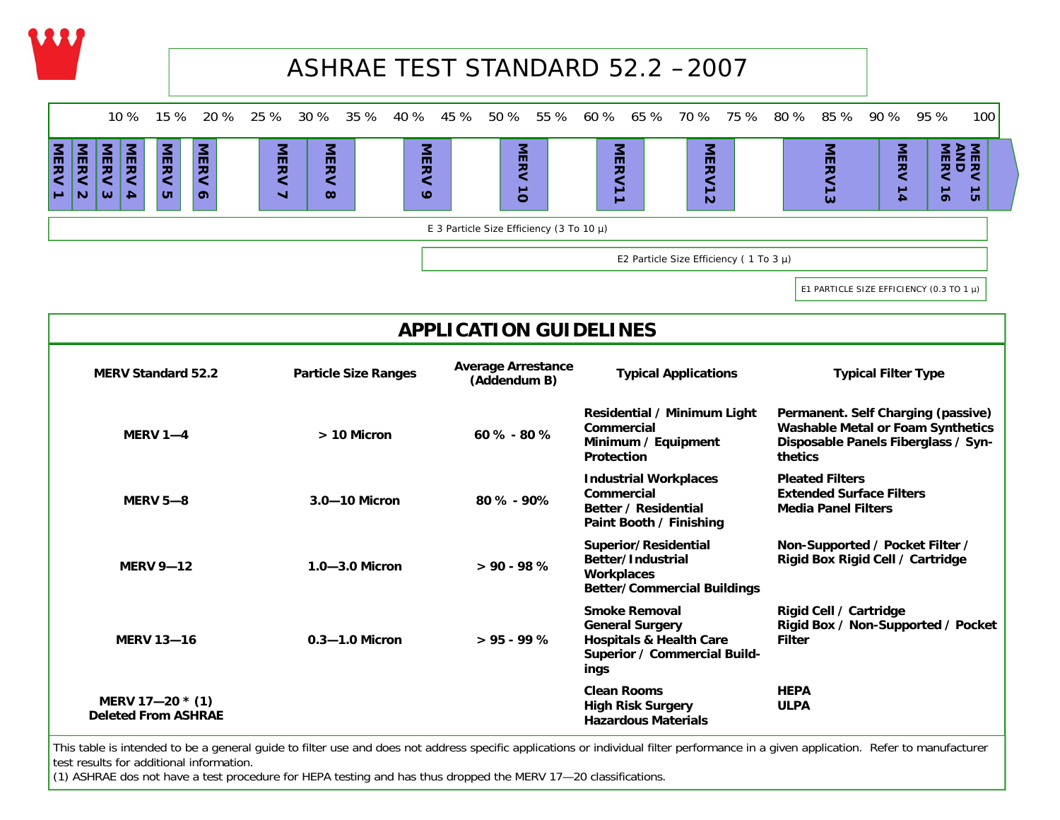# ASHRAE TEST STANDARD 52.2 –2007

10 % 15 % 20 % 25 % 30 % 35 % 40 % 45 % 50 % 55 % 60 % 65 % 70 % 75 % 80 % 85 % 90 % 95 % 100

MERV 1, MERV 2, MERV 3, MERV 4, MERV 5, MERV 6, MERV 7, MERV 8, MERV 9, MERV 10, MERV11, MERV12, MERV13, MERV 14, MERV 15 AND MERV 16

E 3 Particle Size Efficiency (3 To 10 μ)

E2 Particle Size Efficiency ( 1 To 3 μ)

E1 PARTICLE SIZE EFFICIENCY (0.3 TO 1 μ)

## APPLICATION GUIDELINES

| MERV Standard 52.2 | Particle Size Ranges | Average Arrestance (Addendum B) | Typical Applications | Typical Filter Type |
|---|---|---|---|---|
| MERV 1—4 | > 10 Micron | 60 % - 80 % | Residential / Minimum Light Commercial Minimum / Equipment Protection | Permanent. Self Charging (passive) Washable Metal or Foam Synthetics Disposable Panels Fiberglass / Synthetics |
| MERV 5—8 | 3.0—10 Micron | 80 % - 90% | Industrial Workplaces Commercial Better / Residential Paint Booth / Finishing | Pleated Filters Extended Surface Filters Media Panel Filters |
| MERV 9—12 | 1.0—3.0 Micron | > 90 - 98 % | Superior/Residential Better/Industrial Workplaces Better/Commercial Buildings | Non-Supported / Pocket Filter / Rigid Box Rigid Cell / Cartridge |
| MERV 13—16 | 0.3—1.0 Micron | > 95 - 99 % | Smoke Removal General Surgery Hospitals & Health Care Superior / Commercial Buildings | Rigid Cell / Cartridge Rigid Box / Non-Supported / Pocket Filter |
| MERV 17—20 * (1) Deleted From ASHRAE | | | Clean Rooms High Risk Surgery Hazardous Materials | HEPA ULPA |

This table is intended to be a general guide to filter use and does not address specific applications or individual filter performance in a given application. Refer to manufacturer test results for additional information.

(1) ASHRAE dos not have a test procedure for HEPA testing and has thus dropped the MERV 17—20 classifications.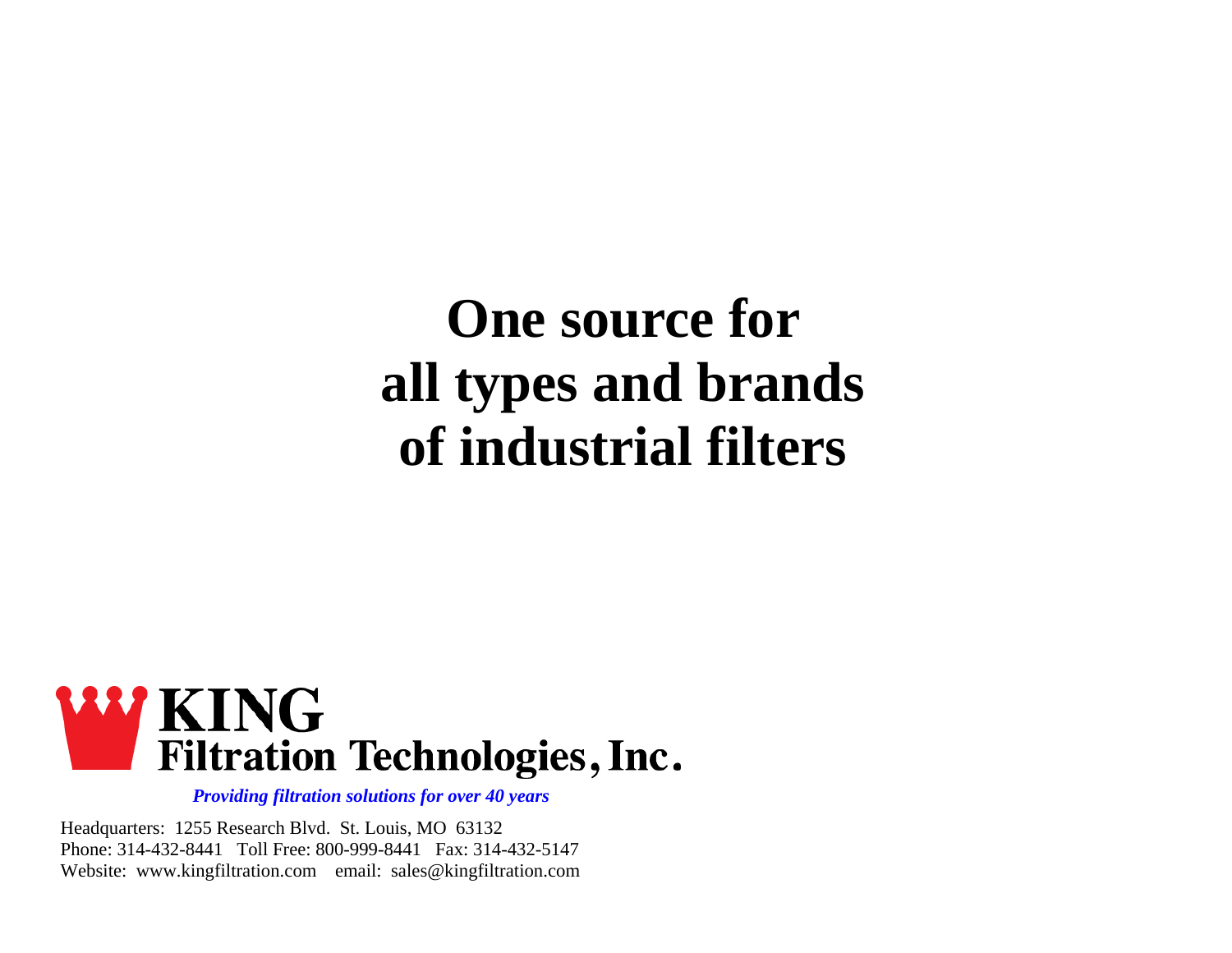# One source for all types and brands of industrial filters

**KING**
**Filtration Technologies, Inc.**

***Providing filtration solutions for over 40 years***

Headquarters: 1255 Research Blvd. St. Louis, MO 63132
Phone: 314-432-8441 Toll Free: 800-999-8441 Fax: 314-432-5147
Website: www.kingfiltration.com email: sales@kingfiltration.com